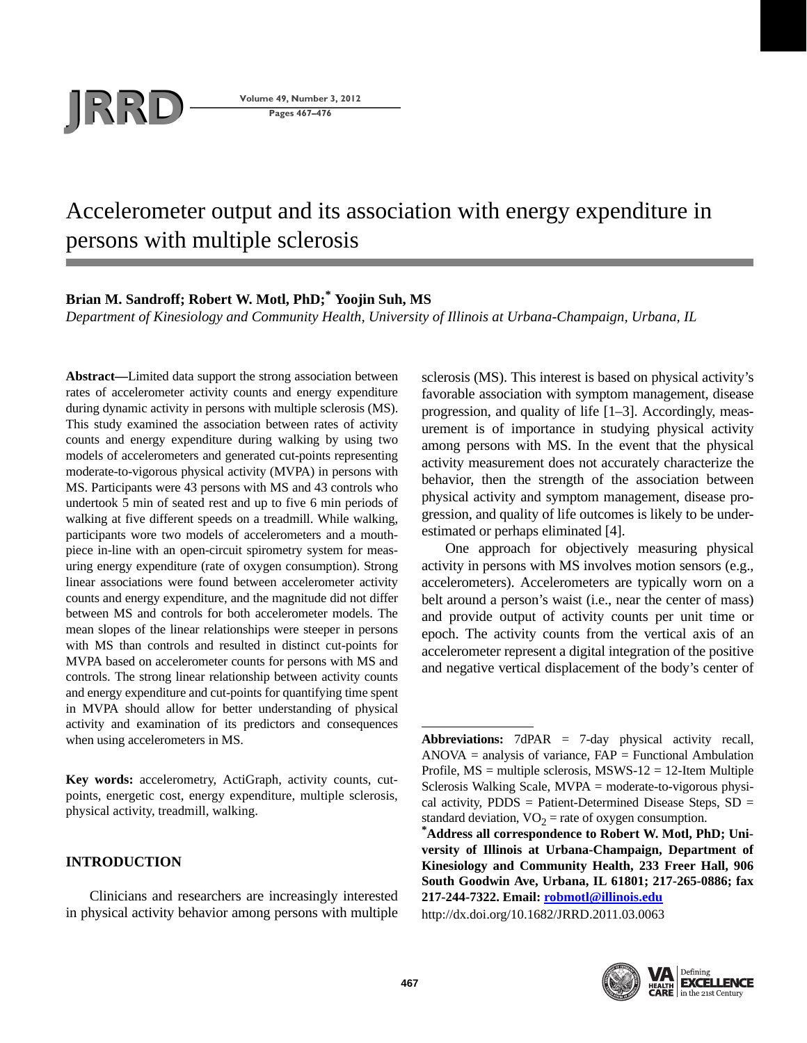# Accelerometer output and its association with energy expenditure in persons with multiple sclerosis

**Brian M. Sandroff; Robert W. Motl, PhD;* Yoojin Suh, MS**

*Department of Kinesiology and Community Health, University of Illinois at Urbana-Champaign, Urbana, IL*

**Abstract—**Limited data support the strong association between rates of accelerometer activity counts and energy expenditure during dynamic activity in persons with multiple sclerosis (MS). This study examined the association between rates of activity counts and energy expenditure during walking by using two models of accelerometers and generated cut-points representing moderate-to-vigorous physical activity (MVPA) in persons with MS. Participants were 43 persons with MS and 43 controls who undertook 5 min of seated rest and up to five 6 min periods of walking at five different speeds on a treadmill. While walking, participants wore two models of accelerometers and a mouthpiece in-line with an open-circuit spirometry system for measuring energy expenditure (rate of oxygen consumption). Strong linear associations were found between accelerometer activity counts and energy expenditure, and the magnitude did not differ between MS and controls for both accelerometer models. The mean slopes of the linear relationships were steeper in persons with MS than controls and resulted in distinct cut-points for MVPA based on accelerometer counts for persons with MS and controls. The strong linear relationship between activity counts and energy expenditure and cut-points for quantifying time spent in MVPA should allow for better understanding of physical activity and examination of its predictors and consequences when using accelerometers in MS.

**Key words:** accelerometry, ActiGraph, activity counts, cut-points, energetic cost, energy expenditure, multiple sclerosis, physical activity, treadmill, walking.

## INTRODUCTION

Clinicians and researchers are increasingly interested in physical activity behavior among persons with multiple sclerosis (MS). This interest is based on physical activity's favorable association with symptom management, disease progression, and quality of life [1–3]. Accordingly, measurement is of importance in studying physical activity among persons with MS. In the event that the physical activity measurement does not accurately characterize the behavior, then the strength of the association between physical activity and symptom management, disease progression, and quality of life outcomes is likely to be underestimated or perhaps eliminated [4].

One approach for objectively measuring physical activity in persons with MS involves motion sensors (e.g., accelerometers). Accelerometers are typically worn on a belt around a person's waist (i.e., near the center of mass) and provide output of activity counts per unit time or epoch. The activity counts from the vertical axis of an accelerometer represent a digital integration of the positive and negative vertical displacement of the body's center of

---

**Abbreviations:** 7dPAR = 7-day physical activity recall, ANOVA = analysis of variance, FAP = Functional Ambulation Profile, MS = multiple sclerosis, MSWS-12 = 12-Item Multiple Sclerosis Walking Scale, MVPA = moderate-to-vigorous physical activity, PDDS = Patient-Determined Disease Steps, SD = standard deviation, $VO_2$ = rate of oxygen consumption.

***Address all correspondence to Robert W. Motl, PhD; University of Illinois at Urbana-Champaign, Department of Kinesiology and Community Health, 233 Freer Hall, 906 South Goodwin Ave, Urbana, IL 61801; 217-265-0886; fax 217-244-7322. Email: robmotl@illinois.edu**

http://dx.doi.org/10.1682/JRRD.2011.03.0063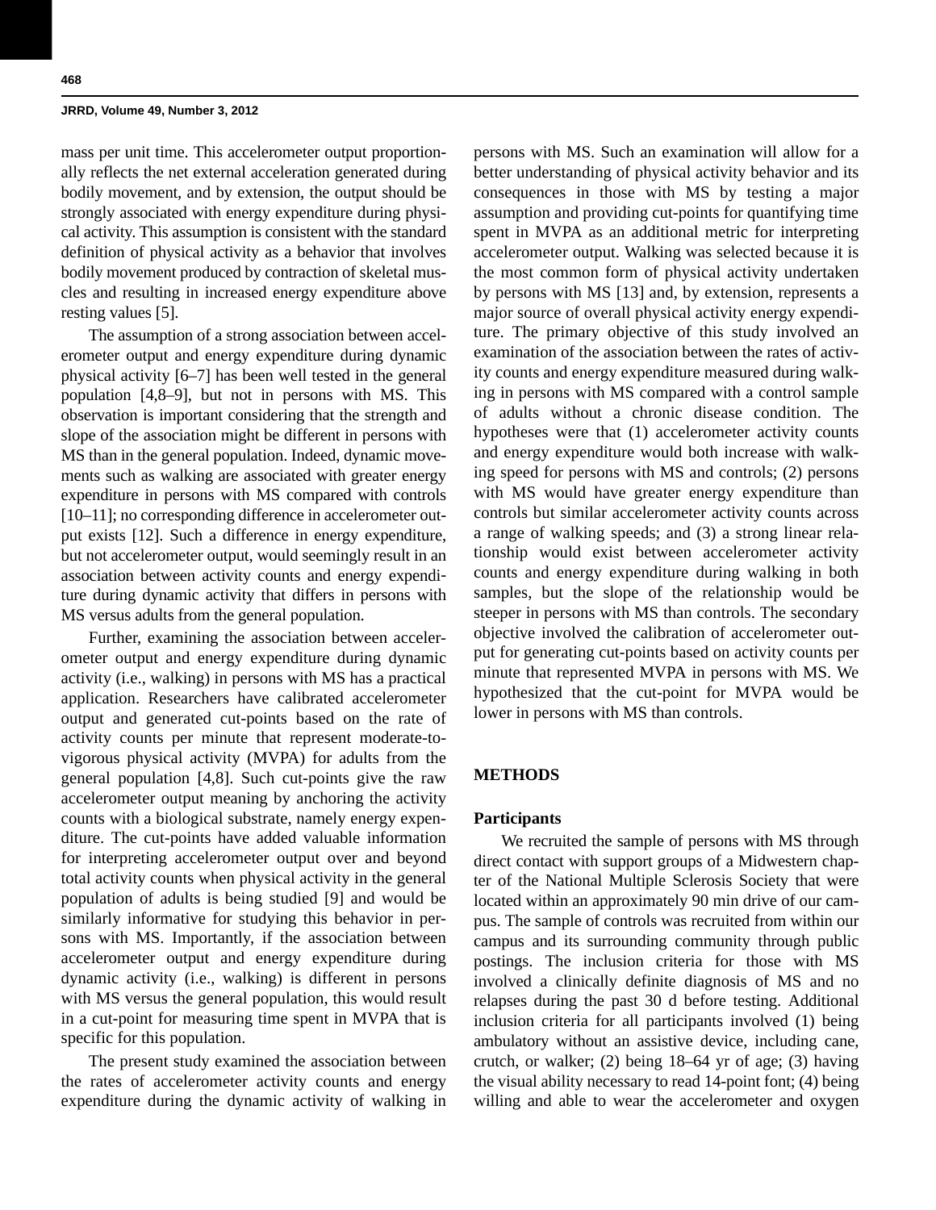mass per unit time. This accelerometer output proportionally reflects the net external acceleration generated during bodily movement, and by extension, the output should be strongly associated with energy expenditure during physical activity. This assumption is consistent with the standard definition of physical activity as a behavior that involves bodily movement produced by contraction of skeletal muscles and resulting in increased energy expenditure above resting values [5].

The assumption of a strong association between accelerometer output and energy expenditure during dynamic physical activity [6–7] has been well tested in the general population [4,8–9], but not in persons with MS. This observation is important considering that the strength and slope of the association might be different in persons with MS than in the general population. Indeed, dynamic movements such as walking are associated with greater energy expenditure in persons with MS compared with controls [10–11]; no corresponding difference in accelerometer output exists [12]. Such a difference in energy expenditure, but not accelerometer output, would seemingly result in an association between activity counts and energy expenditure during dynamic activity that differs in persons with MS versus adults from the general population.

Further, examining the association between accelerometer output and energy expenditure during dynamic activity (i.e., walking) in persons with MS has a practical application. Researchers have calibrated accelerometer output and generated cut-points based on the rate of activity counts per minute that represent moderate-to-vigorous physical activity (MVPA) for adults from the general population [4,8]. Such cut-points give the raw accelerometer output meaning by anchoring the activity counts with a biological substrate, namely energy expenditure. The cut-points have added valuable information for interpreting accelerometer output over and beyond total activity counts when physical activity in the general population of adults is being studied [9] and would be similarly informative for studying this behavior in persons with MS. Importantly, if the association between accelerometer output and energy expenditure during dynamic activity (i.e., walking) is different in persons with MS versus the general population, this would result in a cut-point for measuring time spent in MVPA that is specific for this population.

The present study examined the association between the rates of accelerometer activity counts and energy expenditure during the dynamic activity of walking in persons with MS. Such an examination will allow for a better understanding of physical activity behavior and its consequences in those with MS by testing a major assumption and providing cut-points for quantifying time spent in MVPA as an additional metric for interpreting accelerometer output. Walking was selected because it is the most common form of physical activity undertaken by persons with MS [13] and, by extension, represents a major source of overall physical activity energy expenditure. The primary objective of this study involved an examination of the association between the rates of activity counts and energy expenditure measured during walking in persons with MS compared with a control sample of adults without a chronic disease condition. The hypotheses were that (1) accelerometer activity counts and energy expenditure would both increase with walking speed for persons with MS and controls; (2) persons with MS would have greater energy expenditure than controls but similar accelerometer activity counts across a range of walking speeds; and (3) a strong linear relationship would exist between accelerometer activity counts and energy expenditure during walking in both samples, but the slope of the relationship would be steeper in persons with MS than controls. The secondary objective involved the calibration of accelerometer output for generating cut-points based on activity counts per minute that represented MVPA in persons with MS. We hypothesized that the cut-point for MVPA would be lower in persons with MS than controls.

## METHODS

### Participants

We recruited the sample of persons with MS through direct contact with support groups of a Midwestern chapter of the National Multiple Sclerosis Society that were located within an approximately 90 min drive of our campus. The sample of controls was recruited from within our campus and its surrounding community through public postings. The inclusion criteria for those with MS involved a clinically definite diagnosis of MS and no relapses during the past 30 d before testing. Additional inclusion criteria for all participants involved (1) being ambulatory without an assistive device, including cane, crutch, or walker; (2) being 18–64 yr of age; (3) having the visual ability necessary to read 14-point font; (4) being willing and able to wear the accelerometer and oxygen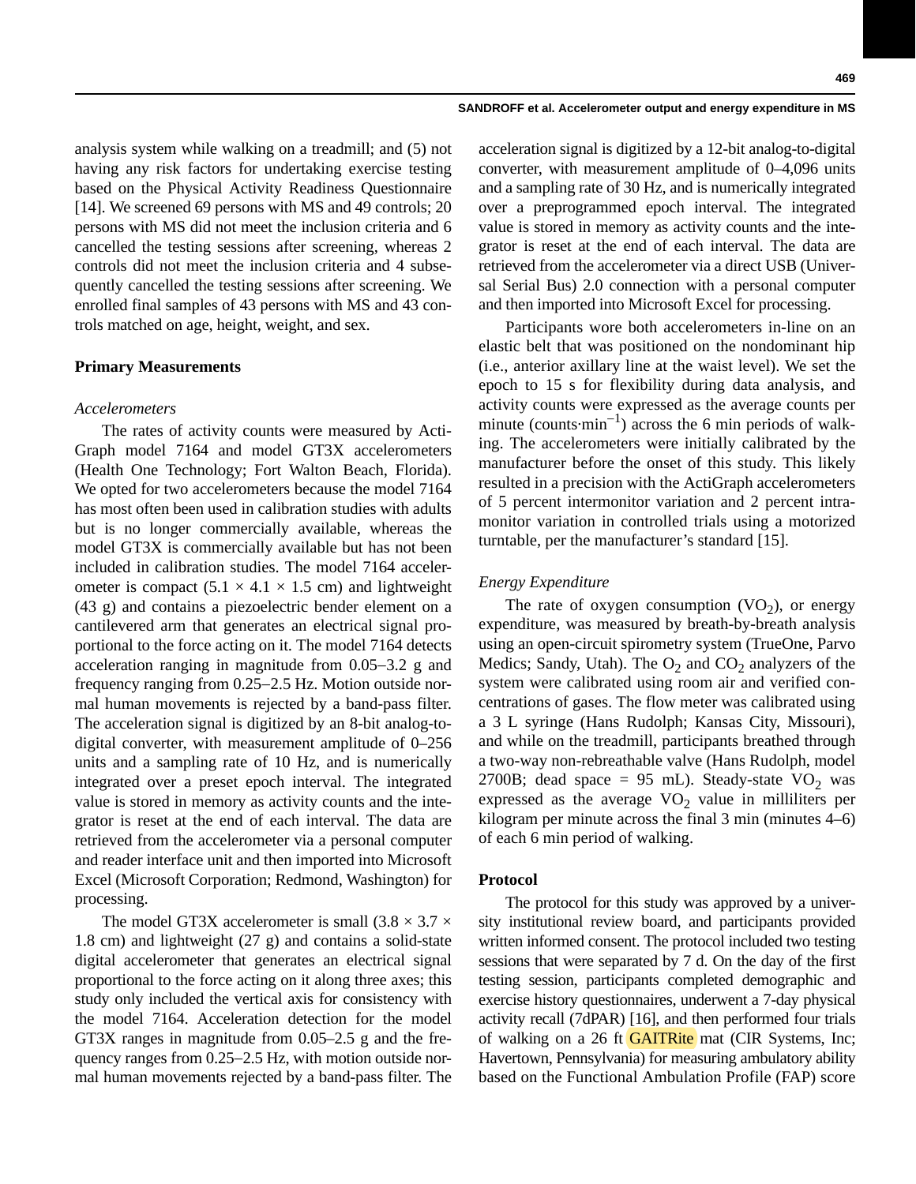analysis system while walking on a treadmill; and (5) not having any risk factors for undertaking exercise testing based on the Physical Activity Readiness Questionnaire [14]. We screened 69 persons with MS and 49 controls; 20 persons with MS did not meet the inclusion criteria and 6 cancelled the testing sessions after screening, whereas 2 controls did not meet the inclusion criteria and 4 subsequently cancelled the testing sessions after screening. We enrolled final samples of 43 persons with MS and 43 controls matched on age, height, weight, and sex.

### Primary Measurements

#### *Accelerometers*

The rates of activity counts were measured by ActiGraph model 7164 and model GT3X accelerometers (Health One Technology; Fort Walton Beach, Florida). We opted for two accelerometers because the model 7164 has most often been used in calibration studies with adults but is no longer commercially available, whereas the model GT3X is commercially available but has not been included in calibration studies. The model 7164 accelerometer is compact (5.1 × 4.1 × 1.5 cm) and lightweight (43 g) and contains a piezoelectric bender element on a cantilevered arm that generates an electrical signal proportional to the force acting on it. The model 7164 detects acceleration ranging in magnitude from 0.05–3.2 g and frequency ranging from 0.25–2.5 Hz. Motion outside normal human movements is rejected by a band-pass filter. The acceleration signal is digitized by an 8-bit analog-to-digital converter, with measurement amplitude of 0–256 units and a sampling rate of 10 Hz, and is numerically integrated over a preset epoch interval. The integrated value is stored in memory as activity counts and the integrator is reset at the end of each interval. The data are retrieved from the accelerometer via a personal computer and reader interface unit and then imported into Microsoft Excel (Microsoft Corporation; Redmond, Washington) for processing.

The model GT3X accelerometer is small (3.8 × 3.7 × 1.8 cm) and lightweight (27 g) and contains a solid-state digital accelerometer that generates an electrical signal proportional to the force acting on it along three axes; this study only included the vertical axis for consistency with the model 7164. Acceleration detection for the model GT3X ranges in magnitude from 0.05–2.5 g and the frequency ranges from 0.25–2.5 Hz, with motion outside normal human movements rejected by a band-pass filter. The acceleration signal is digitized by a 12-bit analog-to-digital converter, with measurement amplitude of 0–4,096 units and a sampling rate of 30 Hz, and is numerically integrated over a preprogrammed epoch interval. The integrated value is stored in memory as activity counts and the integrator is reset at the end of each interval. The data are retrieved from the accelerometer via a direct USB (Universal Serial Bus) 2.0 connection with a personal computer and then imported into Microsoft Excel for processing.

Participants wore both accelerometers in-line on an elastic belt that was positioned on the nondominant hip (i.e., anterior axillary line at the waist level). We set the epoch to 15 s for flexibility during data analysis, and activity counts were expressed as the average counts per minute (counts·$min^{-1}$) across the 6 min periods of walking. The accelerometers were initially calibrated by the manufacturer before the onset of this study. This likely resulted in a precision with the ActiGraph accelerometers of 5 percent intermonitor variation and 2 percent intramonitor variation in controlled trials using a motorized turntable, per the manufacturer's standard [15].

#### *Energy Expenditure*

The rate of oxygen consumption ($VO_2$), or energy expenditure, was measured by breath-by-breath analysis using an open-circuit spirometry system (TrueOne, Parvo Medics; Sandy, Utah). The $O_2$ and $CO_2$ analyzers of the system were calibrated using room air and verified concentrations of gases. The flow meter was calibrated using a 3 L syringe (Hans Rudolph; Kansas City, Missouri), and while on the treadmill, participants breathed through a two-way non-rebreathable valve (Hans Rudolph, model 2700B; dead space = 95 mL). Steady-state $VO_2$ was expressed as the average $VO_2$ value in milliliters per kilogram per minute across the final 3 min (minutes 4–6) of each 6 min period of walking.

### Protocol

The protocol for this study was approved by a university institutional review board, and participants provided written informed consent. The protocol included two testing sessions that were separated by 7 d. On the day of the first testing session, participants completed demographic and exercise history questionnaires, underwent a 7-day physical activity recall (7dPAR) [16], and then performed four trials of walking on a 26 ft GAITRite mat (CIR Systems, Inc; Havertown, Pennsylvania) for measuring ambulatory ability based on the Functional Ambulation Profile (FAP) score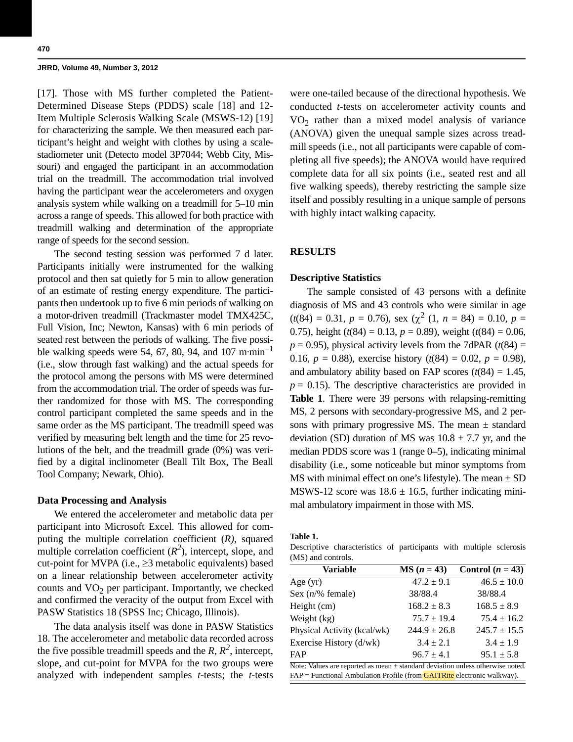[17]. Those with MS further completed the Patient-Determined Disease Steps (PDDS) scale [18] and 12-Item Multiple Sclerosis Walking Scale (MSWS-12) [19] for characterizing the sample. We then measured each participant's height and weight with clothes by using a scale-stadiometer unit (Detecto model 3P7044; Webb City, Missouri) and engaged the participant in an accommodation trial on the treadmill. The accommodation trial involved having the participant wear the accelerometers and oxygen analysis system while walking on a treadmill for 5–10 min across a range of speeds. This allowed for both practice with treadmill walking and determination of the appropriate range of speeds for the second session.

The second testing session was performed 7 d later. Participants initially were instrumented for the walking protocol and then sat quietly for 5 min to allow generation of an estimate of resting energy expenditure. The participants then undertook up to five 6 min periods of walking on a motor-driven treadmill (Trackmaster model TMX425C, Full Vision, Inc; Newton, Kansas) with 6 min periods of seated rest between the periods of walking. The five possible walking speeds were 54, 67, 80, 94, and 107 $m \cdot min^{-1}$ (i.e., slow through fast walking) and the actual speeds for the protocol among the persons with MS were determined from the accommodation trial. The order of speeds was further randomized for those with MS. The corresponding control participant completed the same speeds and in the same order as the MS participant. The treadmill speed was verified by measuring belt length and the time for 25 revolutions of the belt, and the treadmill grade (0%) was verified by a digital inclinometer (Beall Tilt Box, The Beall Tool Company; Newark, Ohio).

### Data Processing and Analysis

We entered the accelerometer and metabolic data per participant into Microsoft Excel. This allowed for computing the multiple correlation coefficient ($R$), squared multiple correlation coefficient ($R^2$), intercept, slope, and cut-point for MVPA (i.e., ≥3 metabolic equivalents) based on a linear relationship between accelerometer activity counts and $VO_2$ per participant. Importantly, we checked and confirmed the veracity of the output from Excel with PASW Statistics 18 (SPSS Inc; Chicago, Illinois).

The data analysis itself was done in PASW Statistics 18. The accelerometer and metabolic data recorded across the five possible treadmill speeds and the $R$, $R^2$, intercept, slope, and cut-point for MVPA for the two groups were analyzed with independent samples $t$-tests; the $t$-tests were one-tailed because of the directional hypothesis. We conducted $t$-tests on accelerometer activity counts and $VO_2$ rather than a mixed model analysis of variance (ANOVA) given the unequal sample sizes across treadmill speeds (i.e., not all participants were capable of completing all five speeds); the ANOVA would have required complete data for all six points (i.e., seated rest and all five walking speeds), thereby restricting the sample size itself and possibly resulting in a unique sample of persons with highly intact walking capacity.

## RESULTS

### Descriptive Statistics

The sample consisted of 43 persons with a definite diagnosis of MS and 43 controls who were similar in age ($t(84) = 0.31$, $p = 0.76$), sex ($\chi^2$ (1, $n$ = 84) = 0.10, $p$ = 0.75), height ($t(84) = 0.13$, $p = 0.89$), weight ($t(84) = 0.06$, $p = 0.95$), physical activity levels from the 7dPAR ($t(84) = 0.16$, $p = 0.88$), exercise history ($t(84) = 0.02$, $p = 0.98$), and ambulatory ability based on FAP scores ($t(84) = 1.45$, $p = 0.15$). The descriptive characteristics are provided in **Table 1**. There were 39 persons with relapsing-remitting MS, 2 persons with secondary-progressive MS, and 2 persons with primary progressive MS. The mean ± standard deviation (SD) duration of MS was 10.8 ± 7.7 yr, and the median PDDS score was 1 (range 0–5), indicating minimal disability (i.e., some noticeable but minor symptoms from MS with minimal effect on one's lifestyle). The mean ± SD MSWS-12 score was 18.6 ± 16.5, further indicating minimal ambulatory impairment in those with MS.

**Table 1.**
Descriptive characteristics of participants with multiple sclerosis (MS) and controls.

| Variable | MS ($n$ = 43) | Control ($n$ = 43) |
|---|---|---|
| Age (yr) | 47.2 ± 9.1 | 46.5 ± 10.0 |
| Sex ($n$/% female) | 38/88.4 | 38/88.4 |
| Height (cm) | 168.2 ± 8.3 | 168.5 ± 8.9 |
| Weight (kg) | 75.7 ± 19.4 | 75.4 ± 16.2 |
| Physical Activity (kcal/wk) | 244.9 ± 26.8 | 245.7 ± 15.5 |
| Exercise History (d/wk) | 3.4 ± 2.1 | 3.4 ± 1.9 |
| FAP | 96.7 ± 4.1 | 95.1 ± 5.8 |

Note: Values are reported as mean ± standard deviation unless otherwise noted.
FAP = Functional Ambulation Profile (from GAITRite electronic walkway).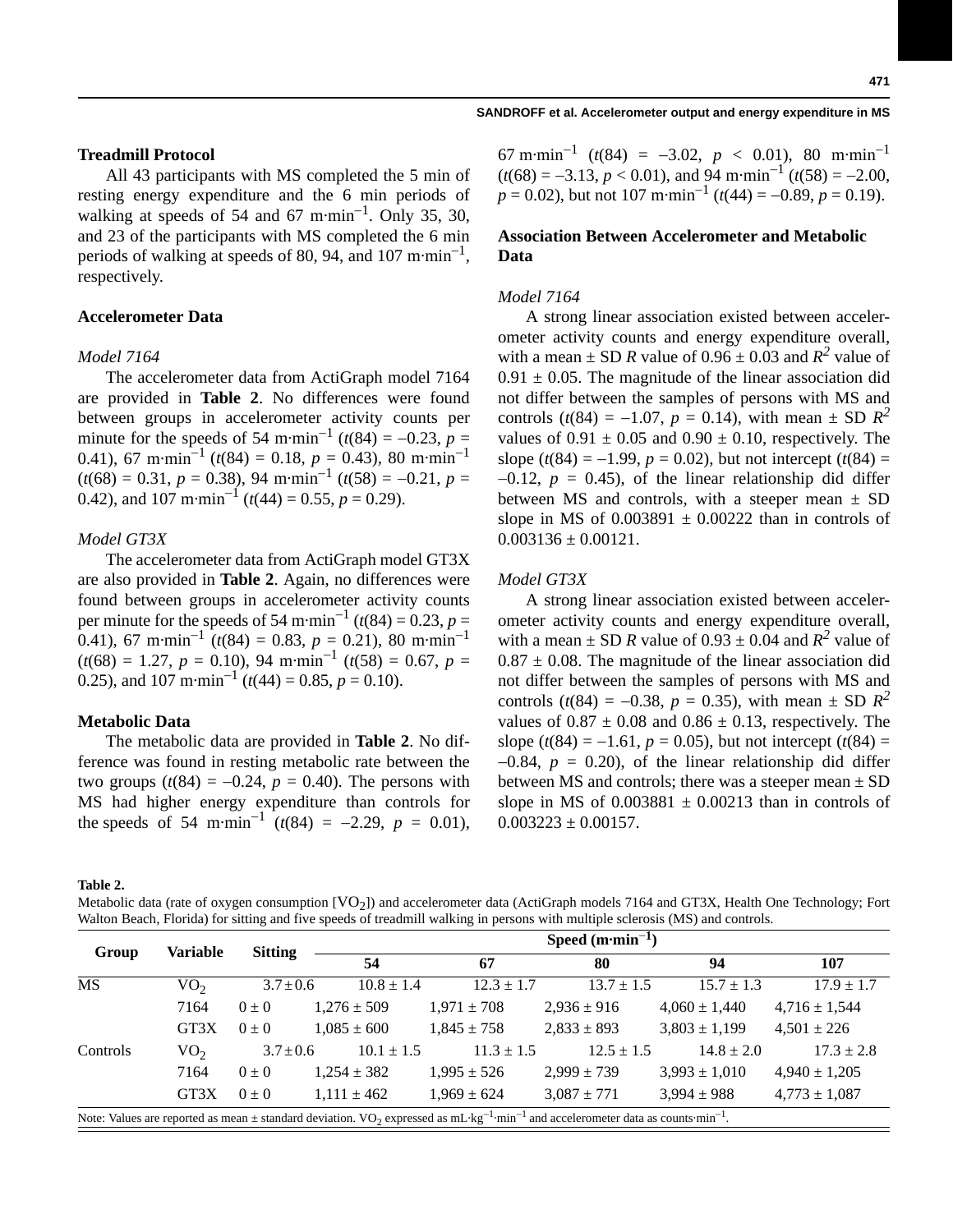### Treadmill Protocol

All 43 participants with MS completed the 5 min of resting energy expenditure and the 6 min periods of walking at speeds of 54 and 67 m·min$^{-1}$. Only 35, 30, and 23 of the participants with MS completed the 6 min periods of walking at speeds of 80, 94, and 107 m·min$^{-1}$, respectively.

### Accelerometer Data

*Model 7164*

The accelerometer data from ActiGraph model 7164 are provided in **Table 2**. No differences were found between groups in accelerometer activity counts per minute for the speeds of 54 m·min$^{-1}$ ($t(84) = -0.23$, $p = 0.41$), 67 m·min$^{-1}$ ($t(84) = 0.18$, $p = 0.43$), 80 m·min$^{-1}$ ($t(68) = 0.31$, $p = 0.38$), 94 m·min$^{-1}$ ($t(58) = -0.21$, $p = 0.42$), and 107 m·min$^{-1}$ ($t(44) = 0.55$, $p = 0.29$).

*Model GT3X*

The accelerometer data from ActiGraph model GT3X are also provided in **Table 2**. Again, no differences were found between groups in accelerometer activity counts per minute for the speeds of 54 m·min$^{-1}$ ($t(84) = 0.23$, $p = 0.41$), 67 m·min$^{-1}$ ($t(84) = 0.83$, $p = 0.21$), 80 m·min$^{-1}$ ($t(68) = 1.27$, $p = 0.10$), 94 m·min$^{-1}$ ($t(58) = 0.67$, $p = 0.25$), and 107 m·min$^{-1}$ ($t(44) = 0.85$, $p = 0.10$).

### Metabolic Data

The metabolic data are provided in **Table 2**. No difference was found in resting metabolic rate between the two groups ($t(84) = -0.24$, $p = 0.40$). The persons with MS had higher energy expenditure than controls for the speeds of 54 m·min$^{-1}$ ($t(84) = -2.29$, $p = 0.01$), 67 m·min$^{-1}$ ($t(84) = -3.02$, $p < 0.01$), 80 m·min$^{-1}$ ($t(68) = -3.13$, $p < 0.01$), and 94 m·min$^{-1}$ ($t(58) = -2.00$, $p = 0.02$), but not 107 m·min$^{-1}$ ($t(44) = -0.89$, $p = 0.19$).

### Association Between Accelerometer and Metabolic Data

*Model 7164*

A strong linear association existed between accelerometer activity counts and energy expenditure overall, with a mean ± SD $R$ value of 0.96 ± 0.03 and $R^2$ value of 0.91 ± 0.05. The magnitude of the linear association did not differ between the samples of persons with MS and controls ($t(84) = -1.07$, $p = 0.14$), with mean ± SD $R^2$ values of 0.91 ± 0.05 and 0.90 ± 0.10, respectively. The slope ($t(84) = -1.99$, $p = 0.02$), but not intercept ($t(84) = -0.12$, $p = 0.45$), of the linear relationship did differ between MS and controls, with a steeper mean ± SD slope in MS of 0.003891 ± 0.00222 than in controls of 0.003136 ± 0.00121.

*Model GT3X*

A strong linear association existed between accelerometer activity counts and energy expenditure overall, with a mean ± SD $R$ value of 0.93 ± 0.04 and $R^2$ value of 0.87 ± 0.08. The magnitude of the linear association did not differ between the samples of persons with MS and controls ($t(84) = -0.38$, $p = 0.35$), with mean ± SD $R^2$ values of 0.87 ± 0.08 and 0.86 ± 0.13, respectively. The slope ($t(84) = -1.61$, $p = 0.05$), but not intercept ($t(84) = -0.84$, $p = 0.20$), of the linear relationship did differ between MS and controls; there was a steeper mean ± SD slope in MS of 0.003881 ± 0.00213 than in controls of 0.003223 ± 0.00157.

**Table 2.**
Metabolic data (rate of oxygen consumption [$VO_2$]) and accelerometer data (ActiGraph models 7164 and GT3X, Health One Technology; Fort Walton Beach, Florida) for sitting and five speeds of treadmill walking in persons with multiple sclerosis (MS) and controls.

| Group | Variable | Sitting | Speed (m·min$^{-1}$) | | | | |
|---|---|---|---|---|---|---|---|
| | | | 54 | 67 | 80 | 94 | 107 |
| MS | $VO_2$ | 3.7 ± 0.6 | 10.8 ± 1.4 | 12.3 ± 1.7 | 13.7 ± 1.5 | 15.7 ± 1.3 | 17.9 ± 1.7 |
| | 7164 | 0 ± 0 | 1,276 ± 509 | 1,971 ± 708 | 2,936 ± 916 | 4,060 ± 1,440 | 4,716 ± 1,544 |
| | GT3X | 0 ± 0 | 1,085 ± 600 | 1,845 ± 758 | 2,833 ± 893 | 3,803 ± 1,199 | 4,501 ± 226 |
| Controls | $VO_2$ | 3.7 ± 0.6 | 10.1 ± 1.5 | 11.3 ± 1.5 | 12.5 ± 1.5 | 14.8 ± 2.0 | 17.3 ± 2.8 |
| | 7164 | 0 ± 0 | 1,254 ± 382 | 1,995 ± 526 | 2,999 ± 739 | 3,993 ± 1,010 | 4,940 ± 1,205 |
| | GT3X | 0 ± 0 | 1,111 ± 462 | 1,969 ± 624 | 3,087 ± 771 | 3,994 ± 988 | 4,773 ± 1,087 |

Note: Values are reported as mean ± standard deviation. $VO_2$ expressed as mL·kg$^{-1}$·min$^{-1}$ and accelerometer data as counts·min$^{-1}$.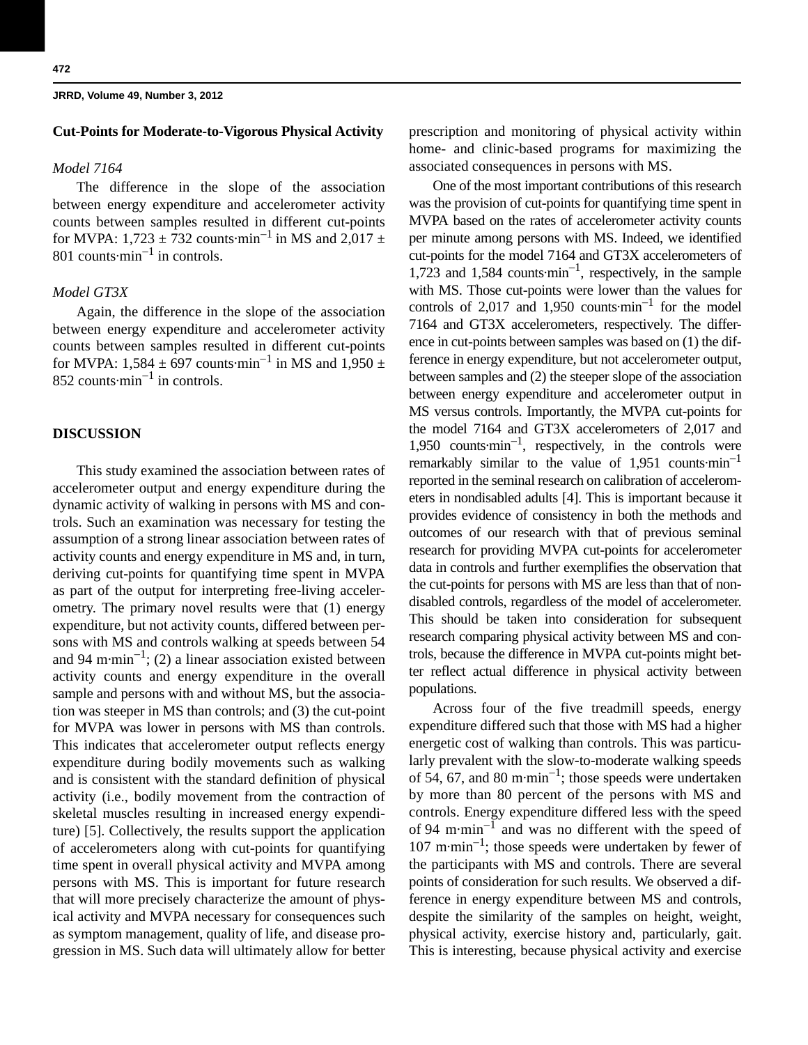### Cut-Points for Moderate-to-Vigorous Physical Activity

*Model 7164*

The difference in the slope of the association between energy expenditure and accelerometer activity counts between samples resulted in different cut-points for MVPA: 1,723 ± 732 counts·min$^{-1}$ in MS and 2,017 ± 801 counts·min$^{-1}$ in controls.

*Model GT3X*

Again, the difference in the slope of the association between energy expenditure and accelerometer activity counts between samples resulted in different cut-points for MVPA: 1,584 ± 697 counts·min$^{-1}$ in MS and 1,950 ± 852 counts·min$^{-1}$ in controls.

## DISCUSSION

This study examined the association between rates of accelerometer output and energy expenditure during the dynamic activity of walking in persons with MS and controls. Such an examination was necessary for testing the assumption of a strong linear association between rates of activity counts and energy expenditure in MS and, in turn, deriving cut-points for quantifying time spent in MVPA as part of the output for interpreting free-living accelerometry. The primary novel results were that (1) energy expenditure, but not activity counts, differed between persons with MS and controls walking at speeds between 54 and 94 m·min$^{-1}$; (2) a linear association existed between activity counts and energy expenditure in the overall sample and persons with and without MS, but the association was steeper in MS than controls; and (3) the cut-point for MVPA was lower in persons with MS than controls. This indicates that accelerometer output reflects energy expenditure during bodily movements such as walking and is consistent with the standard definition of physical activity (i.e., bodily movement from the contraction of skeletal muscles resulting in increased energy expenditure) [5]. Collectively, the results support the application of accelerometers along with cut-points for quantifying time spent in overall physical activity and MVPA among persons with MS. This is important for future research that will more precisely characterize the amount of physical activity and MVPA necessary for consequences such as symptom management, quality of life, and disease progression in MS. Such data will ultimately allow for better prescription and monitoring of physical activity within home- and clinic-based programs for maximizing the associated consequences in persons with MS.

One of the most important contributions of this research was the provision of cut-points for quantifying time spent in MVPA based on the rates of accelerometer activity counts per minute among persons with MS. Indeed, we identified cut-points for the model 7164 and GT3X accelerometers of 1,723 and 1,584 counts·min$^{-1}$, respectively, in the sample with MS. Those cut-points were lower than the values for controls of 2,017 and 1,950 counts·min$^{-1}$ for the model 7164 and GT3X accelerometers, respectively. The difference in cut-points between samples was based on (1) the difference in energy expenditure, but not accelerometer output, between samples and (2) the steeper slope of the association between energy expenditure and accelerometer output in MS versus controls. Importantly, the MVPA cut-points for the model 7164 and GT3X accelerometers of 2,017 and 1,950 counts·min$^{-1}$, respectively, in the controls were remarkably similar to the value of 1,951 counts·min$^{-1}$ reported in the seminal research on calibration of accelerometers in nondisabled adults [4]. This is important because it provides evidence of consistency in both the methods and outcomes of our research with that of previous seminal research for providing MVPA cut-points for accelerometer data in controls and further exemplifies the observation that the cut-points for persons with MS are less than that of nondisabled controls, regardless of the model of accelerometer. This should be taken into consideration for subsequent research comparing physical activity between MS and controls, because the difference in MVPA cut-points might better reflect actual difference in physical activity between populations.

Across four of the five treadmill speeds, energy expenditure differed such that those with MS had a higher energetic cost of walking than controls. This was particularly prevalent with the slow-to-moderate walking speeds of 54, 67, and 80 m·min$^{-1}$; those speeds were undertaken by more than 80 percent of the persons with MS and controls. Energy expenditure differed less with the speed of 94 m·min$^{-1}$ and was no different with the speed of 107 m·min$^{-1}$; those speeds were undertaken by fewer of the participants with MS and controls. There are several points of consideration for such results. We observed a difference in energy expenditure between MS and controls, despite the similarity of the samples on height, weight, physical activity, exercise history and, particularly, gait. This is interesting, because physical activity and exercise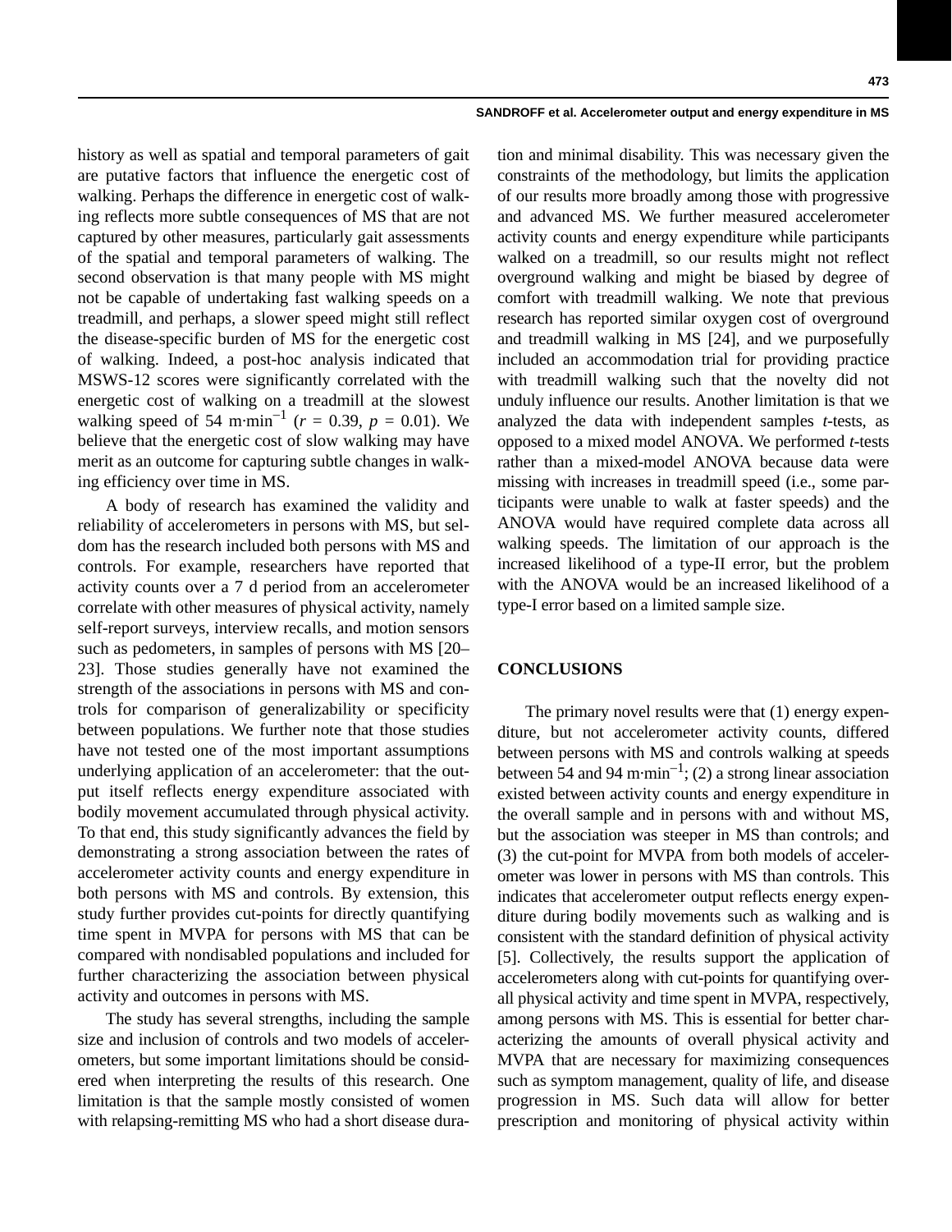history as well as spatial and temporal parameters of gait are putative factors that influence the energetic cost of walking. Perhaps the difference in energetic cost of walking reflects more subtle consequences of MS that are not captured by other measures, particularly gait assessments of the spatial and temporal parameters of walking. The second observation is that many people with MS might not be capable of undertaking fast walking speeds on a treadmill, and perhaps, a slower speed might still reflect the disease-specific burden of MS for the energetic cost of walking. Indeed, a post-hoc analysis indicated that MSWS-12 scores were significantly correlated with the energetic cost of walking on a treadmill at the slowest walking speed of 54 m·min$^{-1}$ ($r$ = 0.39, $p$ = 0.01). We believe that the energetic cost of slow walking may have merit as an outcome for capturing subtle changes in walking efficiency over time in MS.

A body of research has examined the validity and reliability of accelerometers in persons with MS, but seldom has the research included both persons with MS and controls. For example, researchers have reported that activity counts over a 7 d period from an accelerometer correlate with other measures of physical activity, namely self-report surveys, interview recalls, and motion sensors such as pedometers, in samples of persons with MS [20–23]. Those studies generally have not examined the strength of the associations in persons with MS and controls for comparison of generalizability or specificity between populations. We further note that those studies have not tested one of the most important assumptions underlying application of an accelerometer: that the output itself reflects energy expenditure associated with bodily movement accumulated through physical activity. To that end, this study significantly advances the field by demonstrating a strong association between the rates of accelerometer activity counts and energy expenditure in both persons with MS and controls. By extension, this study further provides cut-points for directly quantifying time spent in MVPA for persons with MS that can be compared with nondisabled populations and included for further characterizing the association between physical activity and outcomes in persons with MS.

The study has several strengths, including the sample size and inclusion of controls and two models of accelerometers, but some important limitations should be considered when interpreting the results of this research. One limitation is that the sample mostly consisted of women with relapsing-remitting MS who had a short disease duration and minimal disability. This was necessary given the constraints of the methodology, but limits the application of our results more broadly among those with progressive and advanced MS. We further measured accelerometer activity counts and energy expenditure while participants walked on a treadmill, so our results might not reflect overground walking and might be biased by degree of comfort with treadmill walking. We note that previous research has reported similar oxygen cost of overground and treadmill walking in MS [24], and we purposefully included an accommodation trial for providing practice with treadmill walking such that the novelty did not unduly influence our results. Another limitation is that we analyzed the data with independent samples $t$-tests, as opposed to a mixed model ANOVA. We performed $t$-tests rather than a mixed-model ANOVA because data were missing with increases in treadmill speed (i.e., some participants were unable to walk at faster speeds) and the ANOVA would have required complete data across all walking speeds. The limitation of our approach is the increased likelihood of a type-II error, but the problem with the ANOVA would be an increased likelihood of a type-I error based on a limited sample size.

## CONCLUSIONS

The primary novel results were that (1) energy expenditure, but not accelerometer activity counts, differed between persons with MS and controls walking at speeds between 54 and 94 m·min$^{-1}$; (2) a strong linear association existed between activity counts and energy expenditure in the overall sample and in persons with and without MS, but the association was steeper in MS than controls; and (3) the cut-point for MVPA from both models of accelerometer was lower in persons with MS than controls. This indicates that accelerometer output reflects energy expenditure during bodily movements such as walking and is consistent with the standard definition of physical activity [5]. Collectively, the results support the application of accelerometers along with cut-points for quantifying overall physical activity and time spent in MVPA, respectively, among persons with MS. This is essential for better characterizing the amounts of overall physical activity and MVPA that are necessary for maximizing consequences such as symptom management, quality of life, and disease progression in MS. Such data will allow for better prescription and monitoring of physical activity within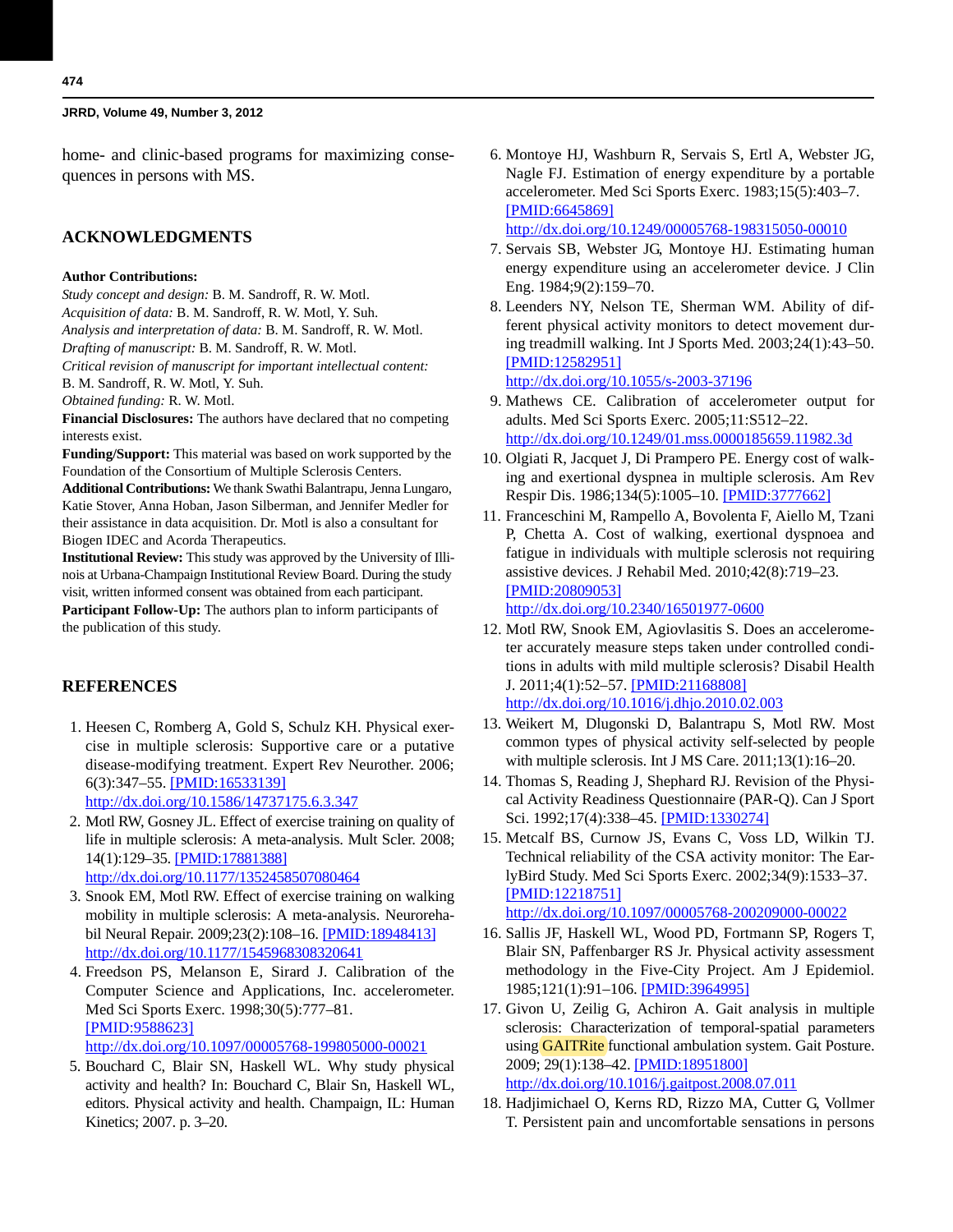home- and clinic-based programs for maximizing consequences in persons with MS.

## ACKNOWLEDGMENTS

**Author Contributions:**
*Study concept and design:* B. M. Sandroff, R. W. Motl.
*Acquisition of data:* B. M. Sandroff, R. W. Motl, Y. Suh.
*Analysis and interpretation of data:* B. M. Sandroff, R. W. Motl.
*Drafting of manuscript:* B. M. Sandroff, R. W. Motl.
*Critical revision of manuscript for important intellectual content:* B. M. Sandroff, R. W. Motl, Y. Suh.
*Obtained funding:* R. W. Motl.
**Financial Disclosures:** The authors have declared that no competing interests exist.
**Funding/Support:** This material was based on work supported by the Foundation of the Consortium of Multiple Sclerosis Centers.
**Additional Contributions:** We thank Swathi Balantrapu, Jenna Lungaro, Katie Stover, Anna Hoban, Jason Silberman, and Jennifer Medler for their assistance in data acquisition. Dr. Motl is also a consultant for Biogen IDEC and Acorda Therapeutics.
**Institutional Review:** This study was approved by the University of Illinois at Urbana-Champaign Institutional Review Board. During the study visit, written informed consent was obtained from each participant.
**Participant Follow-Up:** The authors plan to inform participants of the publication of this study.

## REFERENCES

1. Heesen C, Romberg A, Gold S, Schulz KH. Physical exercise in multiple sclerosis: Supportive care or a putative disease-modifying treatment. Expert Rev Neurother. 2006; 6(3):347–55. [PMID:16533139] http://dx.doi.org/10.1586/14737175.6.3.347
2. Motl RW, Gosney JL. Effect of exercise training on quality of life in multiple sclerosis: A meta-analysis. Mult Scler. 2008; 14(1):129–35. [PMID:17881388] http://dx.doi.org/10.1177/1352458507080464
3. Snook EM, Motl RW. Effect of exercise training on walking mobility in multiple sclerosis: A meta-analysis. Neurorehabil Neural Repair. 2009;23(2):108–16. [PMID:18948413] http://dx.doi.org/10.1177/1545968308320641
4. Freedson PS, Melanson E, Sirard J. Calibration of the Computer Science and Applications, Inc. accelerometer. Med Sci Sports Exerc. 1998;30(5):777–81. [PMID:9588623] http://dx.doi.org/10.1097/00005768-199805000-00021
5. Bouchard C, Blair SN, Haskell WL. Why study physical activity and health? In: Bouchard C, Blair Sn, Haskell WL, editors. Physical activity and health. Champaign, IL: Human Kinetics; 2007. p. 3–20.
6. Montoye HJ, Washburn R, Servais S, Ertl A, Webster JG, Nagle FJ. Estimation of energy expenditure by a portable accelerometer. Med Sci Sports Exerc. 1983;15(5):403–7. [PMID:6645869] http://dx.doi.org/10.1249/00005768-198315050-00010
7. Servais SB, Webster JG, Montoye HJ. Estimating human energy expenditure using an accelerometer device. J Clin Eng. 1984;9(2):159–70.
8. Leenders NY, Nelson TE, Sherman WM. Ability of different physical activity monitors to detect movement during treadmill walking. Int J Sports Med. 2003;24(1):43–50. [PMID:12582951] http://dx.doi.org/10.1055/s-2003-37196
9. Mathews CE. Calibration of accelerometer output for adults. Med Sci Sports Exerc. 2005;11:S512–22. http://dx.doi.org/10.1249/01.mss.0000185659.11982.3d
10. Olgiati R, Jacquet J, Di Prampero PE. Energy cost of walking and exertional dyspnea in multiple sclerosis. Am Rev Respir Dis. 1986;134(5):1005–10. [PMID:3777662]
11. Franceschini M, Rampello A, Bovolenta F, Aiello M, Tzani P, Chetta A. Cost of walking, exertional dyspnoea and fatigue in individuals with multiple sclerosis not requiring assistive devices. J Rehabil Med. 2010;42(8):719–23. [PMID:20809053] http://dx.doi.org/10.2340/16501977-0600
12. Motl RW, Snook EM, Agiovlasitis S. Does an accelerometer accurately measure steps taken under controlled conditions in adults with mild multiple sclerosis? Disabil Health J. 2011;4(1):52–57. [PMID:21168808] http://dx.doi.org/10.1016/j.dhjo.2010.02.003
13. Weikert M, Dlugonski D, Balantrapu S, Motl RW. Most common types of physical activity self-selected by people with multiple sclerosis. Int J MS Care. 2011;13(1):16–20.
14. Thomas S, Reading J, Shephard RJ. Revision of the Physical Activity Readiness Questionnaire (PAR-Q). Can J Sport Sci. 1992;17(4):338–45. [PMID:1330274]
15. Metcalf BS, Curnow JS, Evans C, Voss LD, Wilkin TJ. Technical reliability of the CSA activity monitor: The EarlyBird Study. Med Sci Sports Exerc. 2002;34(9):1533–37. [PMID:12218751] http://dx.doi.org/10.1097/00005768-200209000-00022
16. Sallis JF, Haskell WL, Wood PD, Fortmann SP, Rogers T, Blair SN, Paffenbarger RS Jr. Physical activity assessment methodology in the Five-City Project. Am J Epidemiol. 1985;121(1):91–106. [PMID:3964995]
17. Givon U, Zeilig G, Achiron A. Gait analysis in multiple sclerosis: Characterization of temporal-spatial parameters using GAITRite functional ambulation system. Gait Posture. 2009; 29(1):138–42. [PMID:18951800] http://dx.doi.org/10.1016/j.gaitpost.2008.07.011
18. Hadjimichael O, Kerns RD, Rizzo MA, Cutter G, Vollmer T. Persistent pain and uncomfortable sensations in persons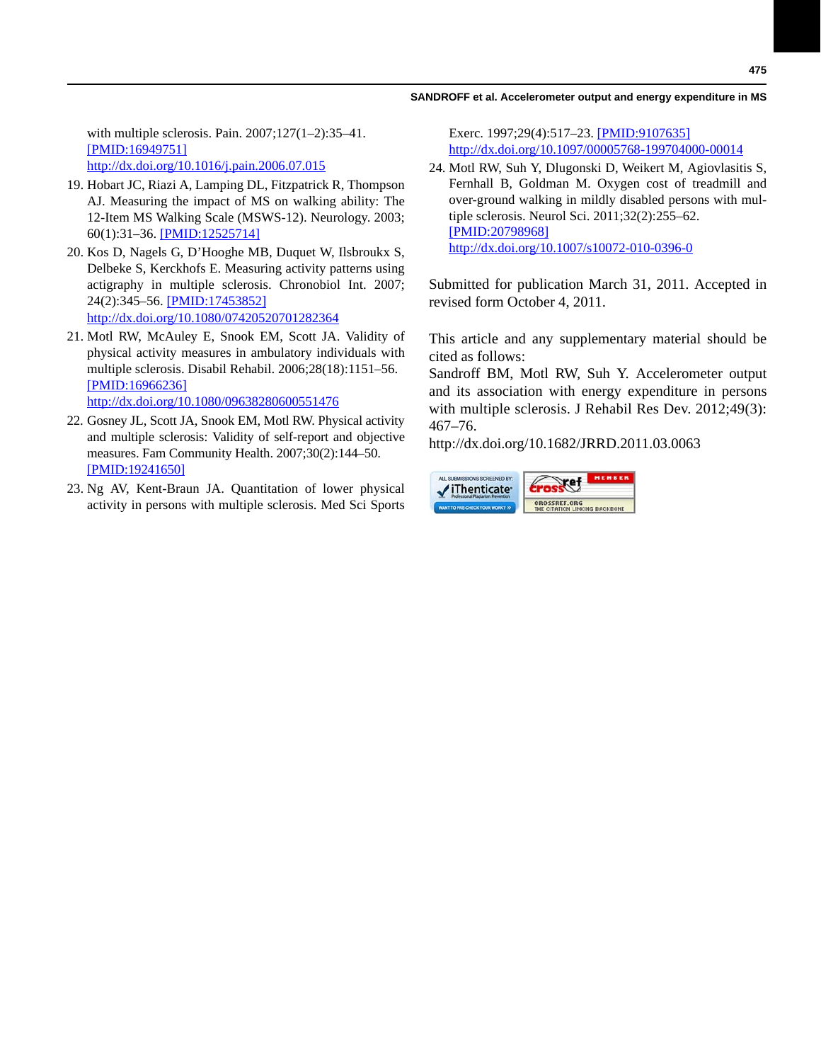with multiple sclerosis. Pain. 2007;127(1–2):35–41. [PMID:16949751] http://dx.doi.org/10.1016/j.pain.2006.07.015

19. Hobart JC, Riazi A, Lamping DL, Fitzpatrick R, Thompson AJ. Measuring the impact of MS on walking ability: The 12-Item MS Walking Scale (MSWS-12). Neurology. 2003; 60(1):31–36. [PMID:12525714]
20. Kos D, Nagels G, D'Hooghe MB, Duquet W, Ilsbroukx S, Delbeke S, Kerckhofs E. Measuring activity patterns using actigraphy in multiple sclerosis. Chronobiol Int. 2007; 24(2):345–56. [PMID:17453852] http://dx.doi.org/10.1080/07420520701282364
21. Motl RW, McAuley E, Snook EM, Scott JA. Validity of physical activity measures in ambulatory individuals with multiple sclerosis. Disabil Rehabil. 2006;28(18):1151–56. [PMID:16966236] http://dx.doi.org/10.1080/09638280600551476
22. Gosney JL, Scott JA, Snook EM, Motl RW. Physical activity and multiple sclerosis: Validity of self-report and objective measures. Fam Community Health. 2007;30(2):144–50. [PMID:19241650]
23. Ng AV, Kent-Braun JA. Quantitation of lower physical activity in persons with multiple sclerosis. Med Sci Sports Exerc. 1997;29(4):517–23. [PMID:9107635] http://dx.doi.org/10.1097/00005768-199704000-00014
24. Motl RW, Suh Y, Dlugonski D, Weikert M, Agiovlasitis S, Fernhall B, Goldman M. Oxygen cost of treadmill and over-ground walking in mildly disabled persons with multiple sclerosis. Neurol Sci. 2011;32(2):255–62. [PMID:20798968] http://dx.doi.org/10.1007/s10072-010-0396-0

Submitted for publication March 31, 2011. Accepted in revised form October 4, 2011.

This article and any supplementary material should be cited as follows:
Sandroff BM, Motl RW, Suh Y. Accelerometer output and its association with energy expenditure in persons with multiple sclerosis. J Rehabil Res Dev. 2012;49(3): 467–76.
http://dx.doi.org/10.1682/JRRD.2011.03.0063